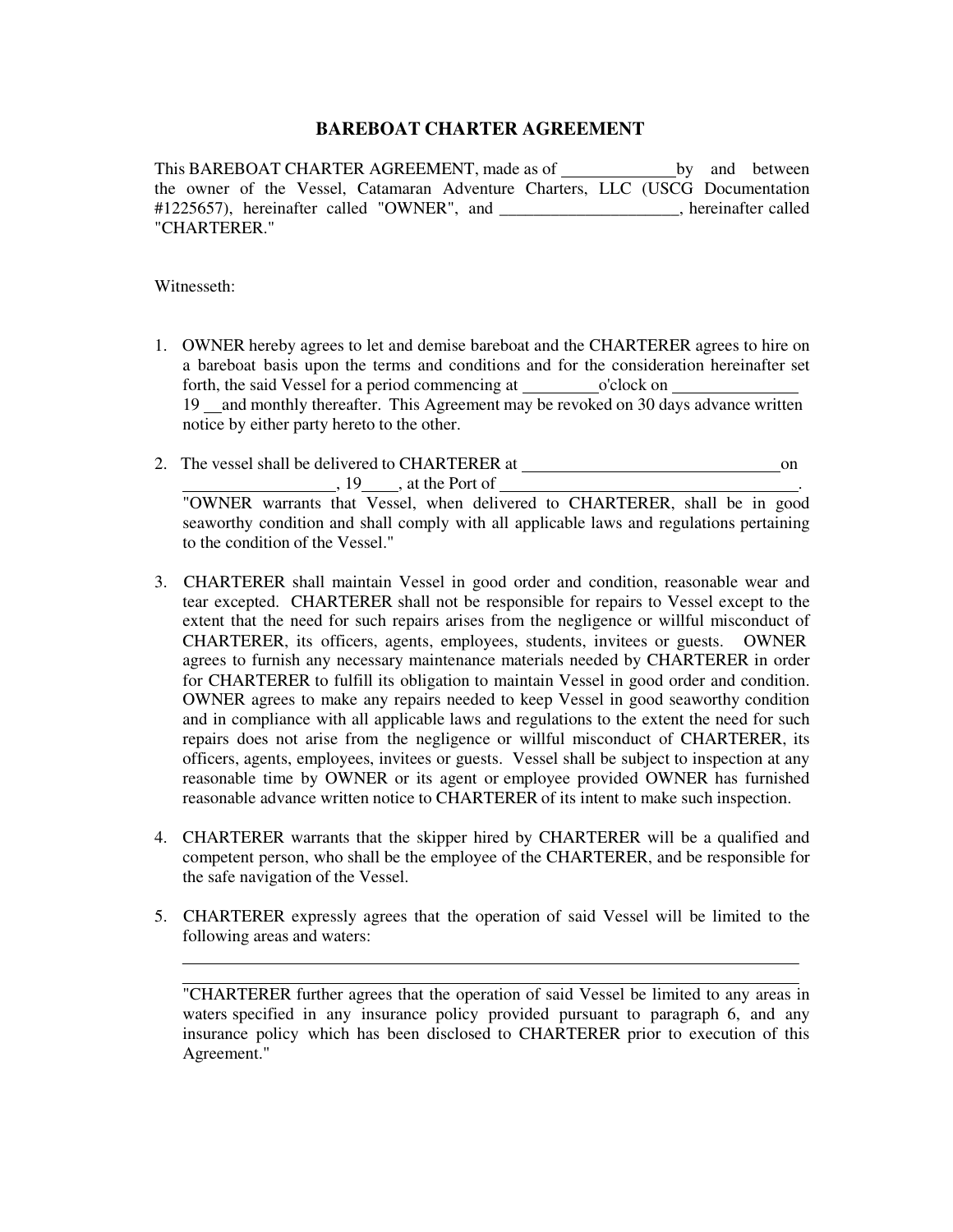# BAREBOAT CHARTER AGREEMENT

This BAREBOAT CHARTER AGREEMENT, made as of \_\_\_\_\_\_\_\_\_\_\_\_\_\_ by and between the owner of the Vessel, Catamaran Adventure Charters, LLC (USCG Documentation #1225657), hereinafter called "OWNER", and \_\_\_\_\_\_\_\_\_\_\_\_\_\_\_\_\_\_\_\_\_\_, hereinafter called "CHARTERER."

Witnesseth:

1. OWNER hereby agrees to let and demise bareboat and the CHARTERER agrees to hire on a bareboat basis upon the terms and conditions and for the consideration hereinafter set forth, the said Vessel for a period commencing at \_\_\_\_\_\_\_\_\_\_o'clock on \_\_\_\_\_\_\_\_\_\_\_\_\_\_\_\_ 19 \_\_and monthly thereafter. This Agreement may be revoked on 30 days advance written notice by either party hereto to the other.

2. The vessel shall be delivered to CHARTERER at \_\_\_\_\_\_\_\_\_\_\_\_\_\_\_\_\_\_\_\_\_\_\_\_\_\_\_\_\_\_\_\_\_\_ on \_\_\_\_\_\_\_\_\_\_\_\_\_\_\_\_\_\_\_, 19\_\_\_\_, at the Port of \_\_\_\_\_\_\_\_\_\_\_\_\_\_\_\_\_\_\_\_\_\_\_\_\_\_\_\_\_\_\_\_\_\_\_\_\_.
"OWNER warrants that Vessel, when delivered to CHARTERER, shall be in good seaworthy condition and shall comply with all applicable laws and regulations pertaining to the condition of the Vessel."

3. CHARTERER shall maintain Vessel in good order and condition, reasonable wear and tear excepted. CHARTERER shall not be responsible for repairs to Vessel except to the extent that the need for such repairs arises from the negligence or willful misconduct of CHARTERER, its officers, agents, employees, students, invitees or guests. OWNER agrees to furnish any necessary maintenance materials needed by CHARTERER in order for CHARTERER to fulfill its obligation to maintain Vessel in good order and condition. OWNER agrees to make any repairs needed to keep Vessel in good seaworthy condition and in compliance with all applicable laws and regulations to the extent the need for such repairs does not arise from the negligence or willful misconduct of CHARTERER, its officers, agents, employees, invitees or guests. Vessel shall be subject to inspection at any reasonable time by OWNER or its agent or employee provided OWNER has furnished reasonable advance written notice to CHARTERER of its intent to make such inspection.

4. CHARTERER warrants that the skipper hired by CHARTERER will be a qualified and competent person, who shall be the employee of the CHARTERER, and be responsible for the safe navigation of the Vessel.

5. CHARTERER expressly agrees that the operation of said Vessel will be limited to the following areas and waters:

   \_\_\_\_\_\_\_\_\_\_\_\_\_\_\_\_\_\_\_\_\_\_\_\_\_\_\_\_\_\_\_\_\_\_\_\_\_\_\_\_\_\_\_\_\_\_\_\_\_\_\_\_\_\_\_\_\_\_\_\_\_\_\_\_\_\_\_\_\_\_\_\_\_\_

   \_\_\_\_\_\_\_\_\_\_\_\_\_\_\_\_\_\_\_\_\_\_\_\_\_\_\_\_\_\_\_\_\_\_\_\_\_\_\_\_\_\_\_\_\_\_\_\_\_\_\_\_\_\_\_\_\_\_\_\_\_\_\_\_\_\_\_\_\_\_\_\_\_\_

   "CHARTERER further agrees that the operation of said Vessel be limited to any areas in waters specified in any insurance policy provided pursuant to paragraph 6, and any insurance policy which has been disclosed to CHARTERER prior to execution of this Agreement."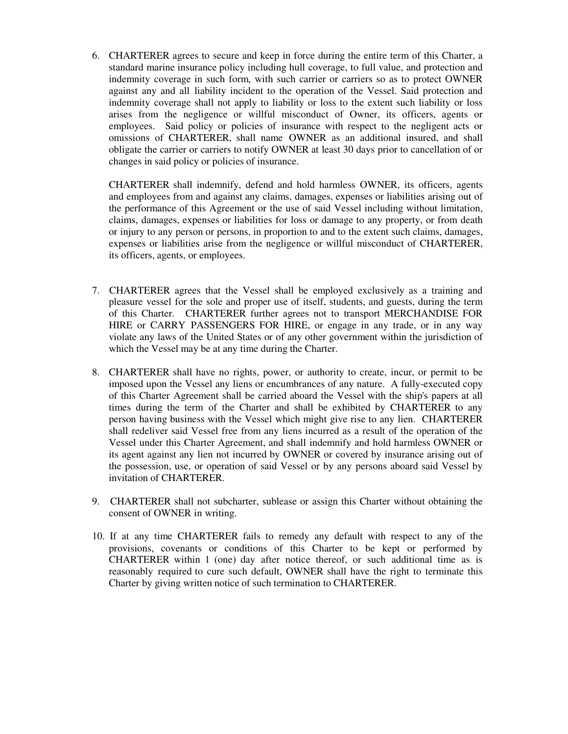6. CHARTERER agrees to secure and keep in force during the entire term of this Charter, a standard marine insurance policy including hull coverage, to full value, and protection and indemnity coverage in such form, with such carrier or carriers so as to protect OWNER against any and all liability incident to the operation of the Vessel. Said protection and indemnity coverage shall not apply to liability or loss to the extent such liability or loss arises from the negligence or willful misconduct of Owner, its officers, agents or employees. Said policy or policies of insurance with respect to the negligent acts or omissions of CHARTERER, shall name OWNER as an additional insured, and shall obligate the carrier or carriers to notify OWNER at least 30 days prior to cancellation of or changes in said policy or policies of insurance.

   CHARTERER shall indemnify, defend and hold harmless OWNER, its officers, agents and employees from and against any claims, damages, expenses or liabilities arising out of the performance of this Agreement or the use of said Vessel including without limitation, claims, damages, expenses or liabilities for loss or damage to any property, or from death or injury to any person or persons, in proportion to and to the extent such claims, damages, expenses or liabilities arise from the negligence or willful misconduct of CHARTERER, its officers, agents, or employees.

7. CHARTERER agrees that the Vessel shall be employed exclusively as a training and pleasure vessel for the sole and proper use of itself, students, and guests, during the term of this Charter. CHARTERER further agrees not to transport MERCHANDISE FOR HIRE or CARRY PASSENGERS FOR HIRE, or engage in any trade, or in any way violate any laws of the United States or of any other government within the jurisdiction of which the Vessel may be at any time during the Charter.

8. CHARTERER shall have no rights, power, or authority to create, incur, or permit to be imposed upon the Vessel any liens or encumbrances of any nature. A fully-executed copy of this Charter Agreement shall be carried aboard the Vessel with the ship's papers at all times during the term of the Charter and shall be exhibited by CHARTERER to any person having business with the Vessel which might give rise to any lien. CHARTERER shall redeliver said Vessel free from any liens incurred as a result of the operation of the Vessel under this Charter Agreement, and shall indemnify and hold harmless OWNER or its agent against any lien not incurred by OWNER or covered by insurance arising out of the possession, use, or operation of said Vessel or by any persons aboard said Vessel by invitation of CHARTERER.

9. CHARTERER shall not subcharter, sublease or assign this Charter without obtaining the consent of OWNER in writing.

10. If at any time CHARTERER fails to remedy any default with respect to any of the provisions, covenants or conditions of this Charter to be kept or performed by CHARTERER within 1 (one) day after notice thereof, or such additional time as is reasonably required to cure such default, OWNER shall have the right to terminate this Charter by giving written notice of such termination to CHARTERER.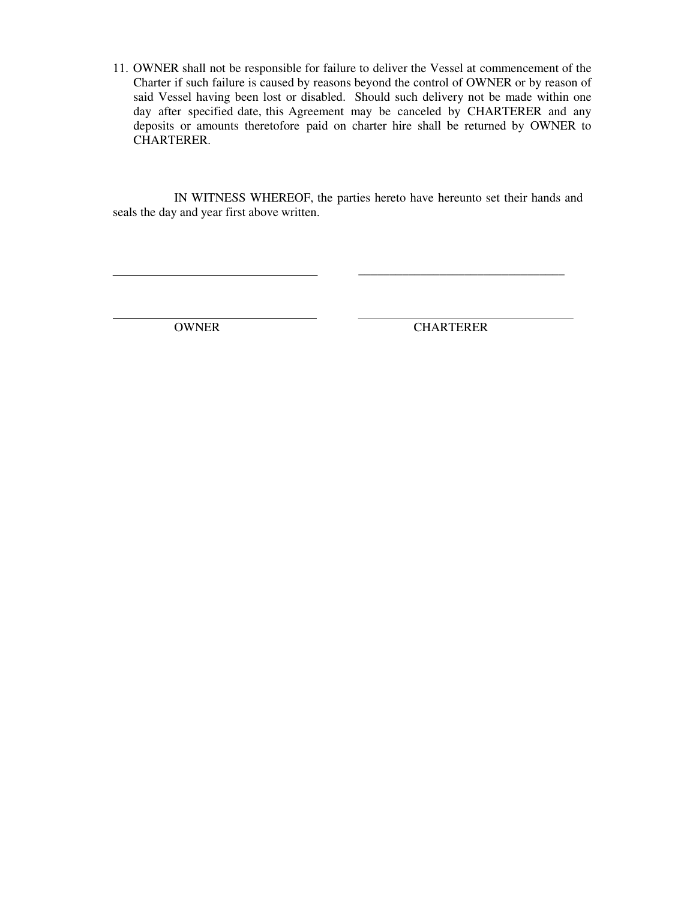11. OWNER shall not be responsible for failure to deliver the Vessel at commencement of the Charter if such failure is caused by reasons beyond the control of OWNER or by reason of said Vessel having been lost or disabled. Should such delivery not be made within one day after specified date, this Agreement may be canceled by CHARTERER and any deposits or amounts theretofore paid on charter hire shall be returned by OWNER to CHARTERER.

IN WITNESS WHEREOF, the parties hereto have hereunto set their hands and seals the day and year first above written.

\_\_\_\_\_\_\_\_\_\_\_\_\_\_\_\_\_\_\_\_\_\_\_\_\_\_\_\_\_\_\_\_\_\_ \_\_\_\_\_\_\_\_\_\_\_\_\_\_\_\_\_\_\_\_\_\_\_\_\_\_\_\_\_\_\_\_\_\_

\_\_\_\_\_\_\_\_\_\_\_\_\_\_\_\_\_\_\_\_\_\_\_\_\_\_\_\_\_\_\_\_\_\_ \_\_\_\_\_\_\_\_\_\_\_\_\_\_\_\_\_\_\_\_\_\_\_\_\_\_\_\_\_\_\_\_\_\_

OWNER CHARTERER